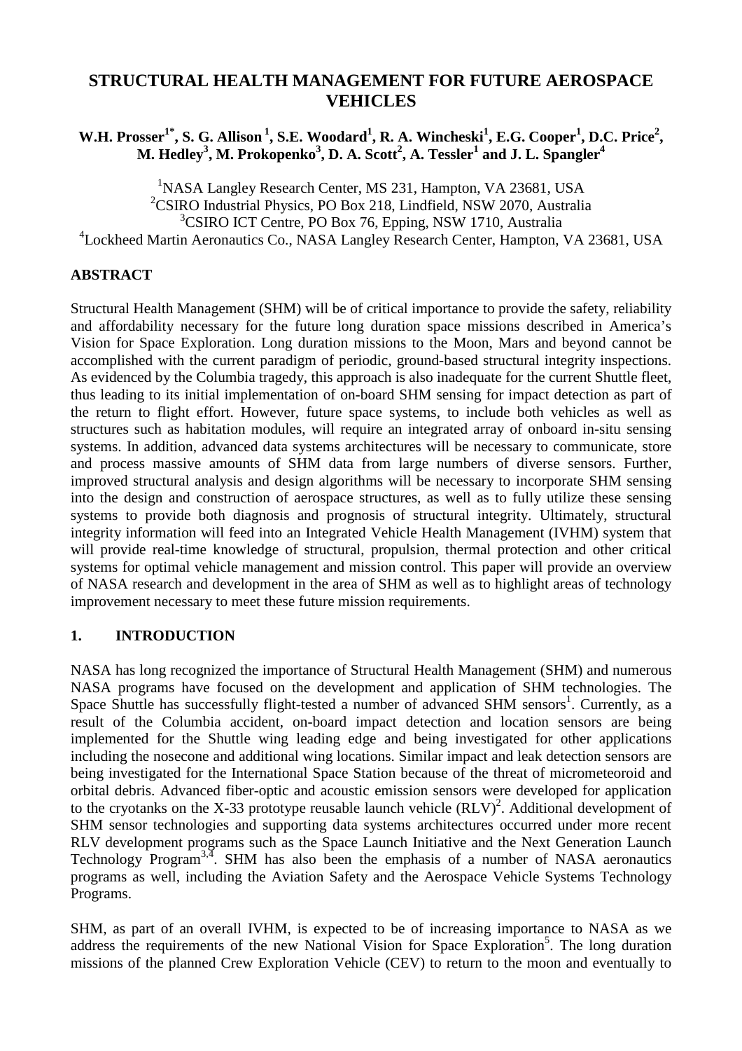# STRUCTURAL HEALTH MANAGEMENT FOR FUTURE AEROSPACE VEHICLES

**W.H. Prosser[1*], S. G. Allison [1], S.E. Woodard[1], R. A. Wincheski[1], E.G. Cooper[1], D.C. Price[2], M. Hedley[3], M. Prokopenko[3], D. A. Scott[2], A. Tessler[1] and J. L. Spangler[4]**

[1]NASA Langley Research Center, MS 231, Hampton, VA 23681, USA
[2]CSIRO Industrial Physics, PO Box 218, Lindfield, NSW 2070, Australia
[3]CSIRO ICT Centre, PO Box 76, Epping, NSW 1710, Australia
[4]Lockheed Martin Aeronautics Co., NASA Langley Research Center, Hampton, VA 23681, USA

## ABSTRACT

Structural Health Management (SHM) will be of critical importance to provide the safety, reliability and affordability necessary for the future long duration space missions described in America's Vision for Space Exploration. Long duration missions to the Moon, Mars and beyond cannot be accomplished with the current paradigm of periodic, ground-based structural integrity inspections. As evidenced by the Columbia tragedy, this approach is also inadequate for the current Shuttle fleet, thus leading to its initial implementation of on-board SHM sensing for impact detection as part of the return to flight effort. However, future space systems, to include both vehicles as well as structures such as habitation modules, will require an integrated array of onboard in-situ sensing systems. In addition, advanced data systems architectures will be necessary to communicate, store and process massive amounts of SHM data from large numbers of diverse sensors. Further, improved structural analysis and design algorithms will be necessary to incorporate SHM sensing into the design and construction of aerospace structures, as well as to fully utilize these sensing systems to provide both diagnosis and prognosis of structural integrity. Ultimately, structural integrity information will feed into an Integrated Vehicle Health Management (IVHM) system that will provide real-time knowledge of structural, propulsion, thermal protection and other critical systems for optimal vehicle management and mission control. This paper will provide an overview of NASA research and development in the area of SHM as well as to highlight areas of technology improvement necessary to meet these future mission requirements.

## 1. INTRODUCTION

NASA has long recognized the importance of Structural Health Management (SHM) and numerous NASA programs have focused on the development and application of SHM technologies. The Space Shuttle has successfully flight-tested a number of advanced SHM sensors[1]. Currently, as a result of the Columbia accident, on-board impact detection and location sensors are being implemented for the Shuttle wing leading edge and being investigated for other applications including the nosecone and additional wing locations. Similar impact and leak detection sensors are being investigated for the International Space Station because of the threat of micrometeoroid and orbital debris. Advanced fiber-optic and acoustic emission sensors were developed for application to the cryotanks on the X-33 prototype reusable launch vehicle (RLV)[2]. Additional development of SHM sensor technologies and supporting data systems architectures occurred under more recent RLV development programs such as the Space Launch Initiative and the Next Generation Launch Technology Program[3,4]. SHM has also been the emphasis of a number of NASA aeronautics programs as well, including the Aviation Safety and the Aerospace Vehicle Systems Technology Programs.

SHM, as part of an overall IVHM, is expected to be of increasing importance to NASA as we address the requirements of the new National Vision for Space Exploration[5]. The long duration missions of the planned Crew Exploration Vehicle (CEV) to return to the moon and eventually to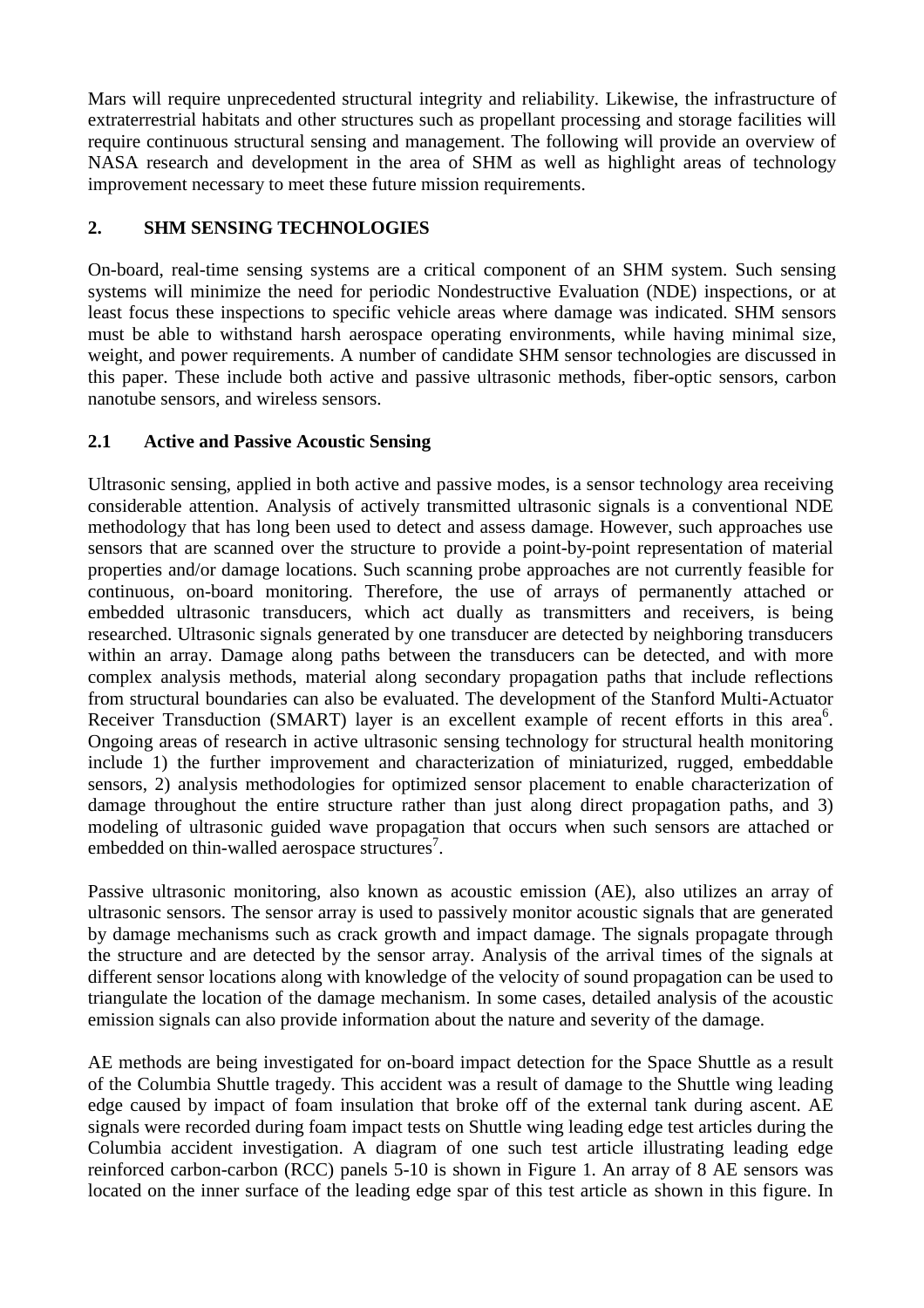Mars will require unprecedented structural integrity and reliability. Likewise, the infrastructure of extraterrestrial habitats and other structures such as propellant processing and storage facilities will require continuous structural sensing and management. The following will provide an overview of NASA research and development in the area of SHM as well as highlight areas of technology improvement necessary to meet these future mission requirements.

## 2. SHM SENSING TECHNOLOGIES

On-board, real-time sensing systems are a critical component of an SHM system. Such sensing systems will minimize the need for periodic Nondestructive Evaluation (NDE) inspections, or at least focus these inspections to specific vehicle areas where damage was indicated. SHM sensors must be able to withstand harsh aerospace operating environments, while having minimal size, weight, and power requirements. A number of candidate SHM sensor technologies are discussed in this paper. These include both active and passive ultrasonic methods, fiber-optic sensors, carbon nanotube sensors, and wireless sensors.

### 2.1 Active and Passive Acoustic Sensing

Ultrasonic sensing, applied in both active and passive modes, is a sensor technology area receiving considerable attention. Analysis of actively transmitted ultrasonic signals is a conventional NDE methodology that has long been used to detect and assess damage. However, such approaches use sensors that are scanned over the structure to provide a point-by-point representation of material properties and/or damage locations. Such scanning probe approaches are not currently feasible for continuous, on-board monitoring. Therefore, the use of arrays of permanently attached or embedded ultrasonic transducers, which act dually as transmitters and receivers, is being researched. Ultrasonic signals generated by one transducer are detected by neighboring transducers within an array. Damage along paths between the transducers can be detected, and with more complex analysis methods, material along secondary propagation paths that include reflections from structural boundaries can also be evaluated. The development of the Stanford Multi-Actuator Receiver Transduction (SMART) layer is an excellent example of recent efforts in this area[6]. Ongoing areas of research in active ultrasonic sensing technology for structural health monitoring include 1) the further improvement and characterization of miniaturized, rugged, embeddable sensors, 2) analysis methodologies for optimized sensor placement to enable characterization of damage throughout the entire structure rather than just along direct propagation paths, and 3) modeling of ultrasonic guided wave propagation that occurs when such sensors are attached or embedded on thin-walled aerospace structures[7].

Passive ultrasonic monitoring, also known as acoustic emission (AE), also utilizes an array of ultrasonic sensors. The sensor array is used to passively monitor acoustic signals that are generated by damage mechanisms such as crack growth and impact damage. The signals propagate through the structure and are detected by the sensor array. Analysis of the arrival times of the signals at different sensor locations along with knowledge of the velocity of sound propagation can be used to triangulate the location of the damage mechanism. In some cases, detailed analysis of the acoustic emission signals can also provide information about the nature and severity of the damage.

AE methods are being investigated for on-board impact detection for the Space Shuttle as a result of the Columbia Shuttle tragedy. This accident was a result of damage to the Shuttle wing leading edge caused by impact of foam insulation that broke off of the external tank during ascent. AE signals were recorded during foam impact tests on Shuttle wing leading edge test articles during the Columbia accident investigation. A diagram of one such test article illustrating leading edge reinforced carbon-carbon (RCC) panels 5-10 is shown in Figure 1. An array of 8 AE sensors was located on the inner surface of the leading edge spar of this test article as shown in this figure. In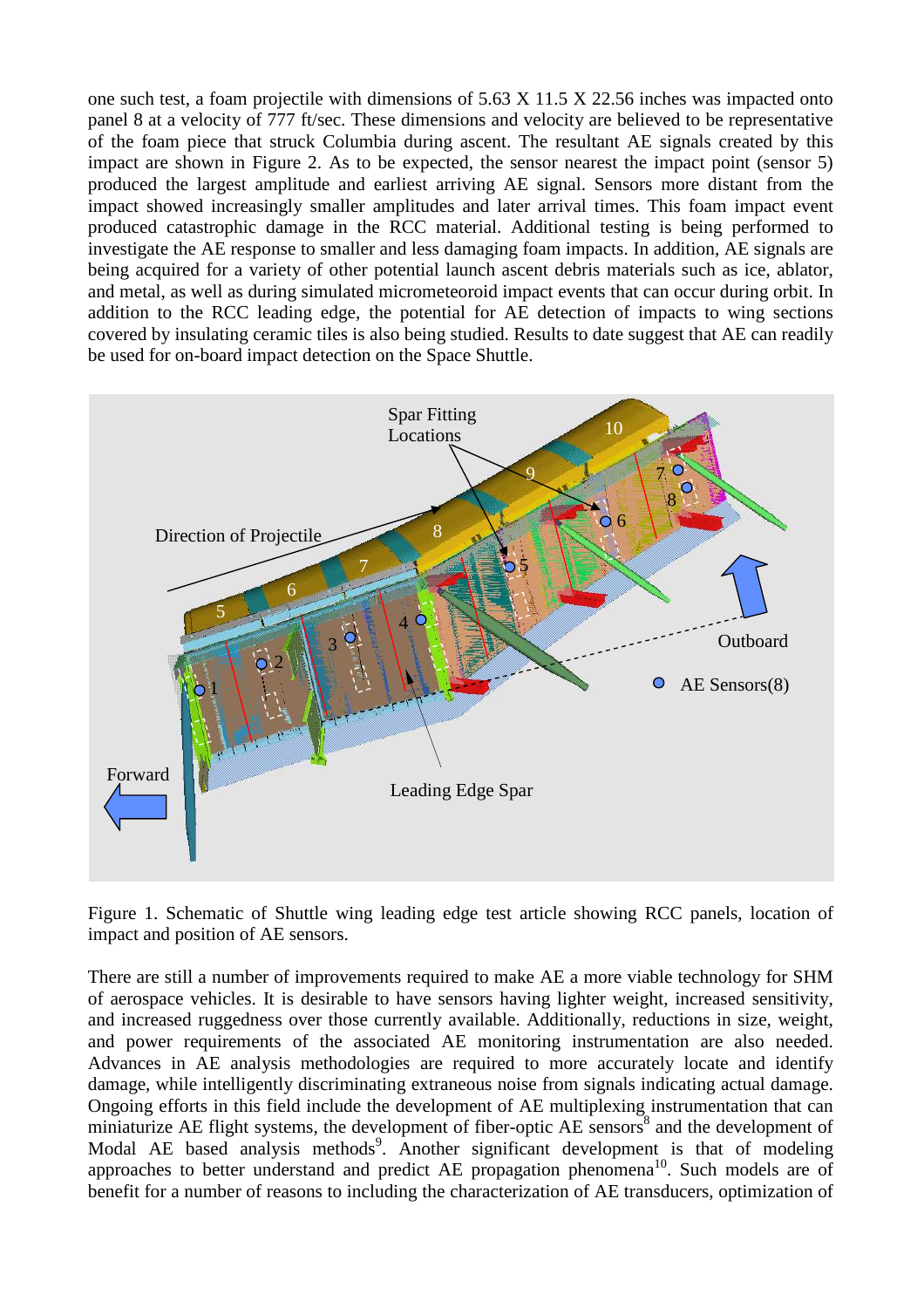one such test, a foam projectile with dimensions of 5.63 X 11.5 X 22.56 inches was impacted onto panel 8 at a velocity of 777 ft/sec. These dimensions and velocity are believed to be representative of the foam piece that struck Columbia during ascent. The resultant AE signals created by this impact are shown in Figure 2. As to be expected, the sensor nearest the impact point (sensor 5) produced the largest amplitude and earliest arriving AE signal. Sensors more distant from the impact showed increasingly smaller amplitudes and later arrival times. This foam impact event produced catastrophic damage in the RCC material. Additional testing is being performed to investigate the AE response to smaller and less damaging foam impacts. In addition, AE signals are being acquired for a variety of other potential launch ascent debris materials such as ice, ablator, and metal, as well as during simulated micrometeoroid impact events that can occur during orbit. In addition to the RCC leading edge, the potential for AE detection of impacts to wing sections covered by insulating ceramic tiles is also being studied. Results to date suggest that AE can readily be used for on-board impact detection on the Space Shuttle.

Figure 1. Schematic of Shuttle wing leading edge test article showing RCC panels, location of impact and position of AE sensors.

There are still a number of improvements required to make AE a more viable technology for SHM of aerospace vehicles. It is desirable to have sensors having lighter weight, increased sensitivity, and increased ruggedness over those currently available. Additionally, reductions in size, weight, and power requirements of the associated AE monitoring instrumentation are also needed. Advances in AE analysis methodologies are required to more accurately locate and identify damage, while intelligently discriminating extraneous noise from signals indicating actual damage. Ongoing efforts in this field include the development of AE multiplexing instrumentation that can miniaturize AE flight systems, the development of fiber-optic AE sensors[8] and the development of Modal AE based analysis methods[9]. Another significant development is that of modeling approaches to better understand and predict AE propagation phenomena[10]. Such models are of benefit for a number of reasons to including the characterization of AE transducers, optimization of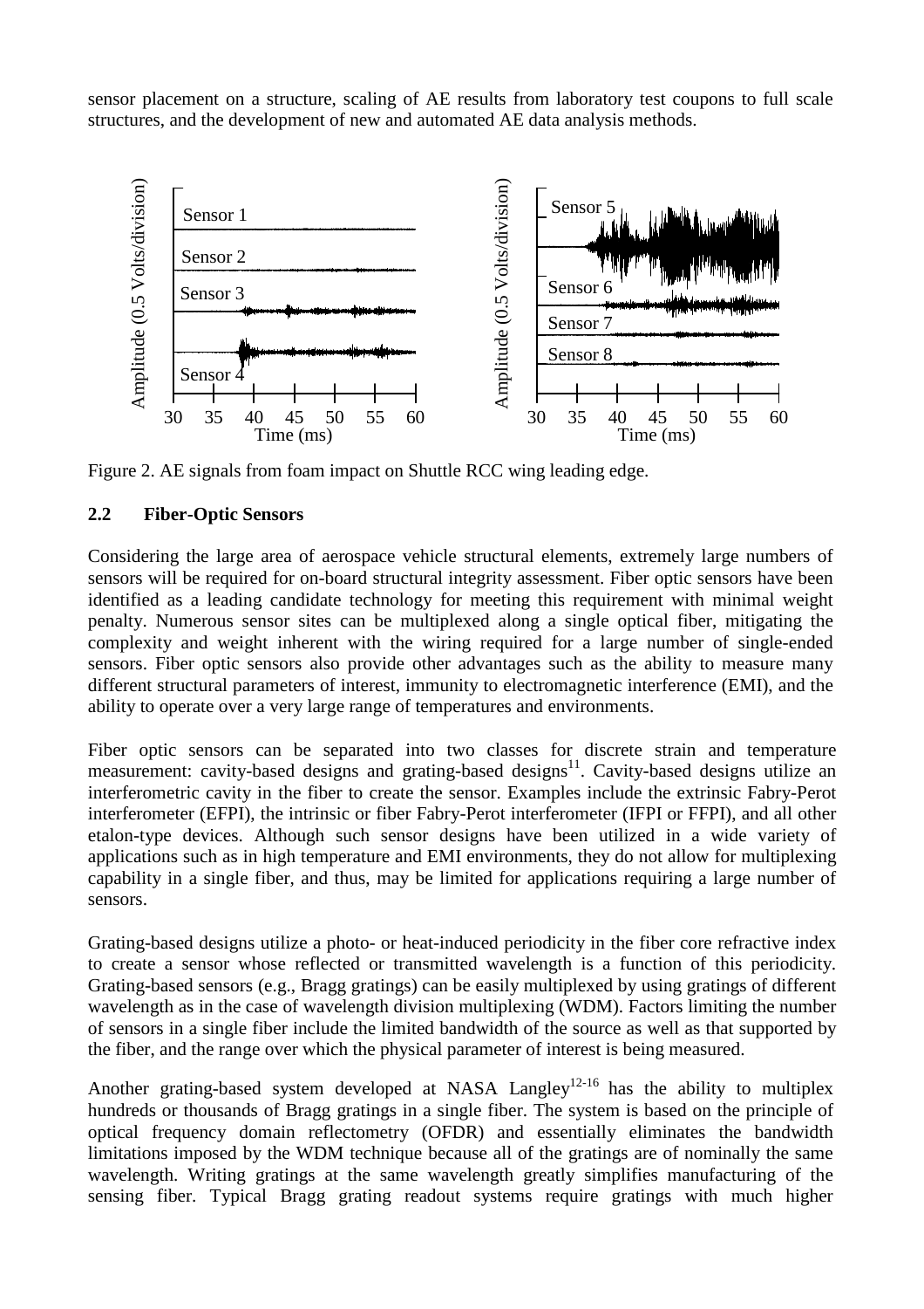sensor placement on a structure, scaling of AE results from laboratory test coupons to full scale structures, and the development of new and automated AE data analysis methods.

Figure 2. AE signals from foam impact on Shuttle RCC wing leading edge.

### 2.2 Fiber-Optic Sensors

Considering the large area of aerospace vehicle structural elements, extremely large numbers of sensors will be required for on-board structural integrity assessment. Fiber optic sensors have been identified as a leading candidate technology for meeting this requirement with minimal weight penalty. Numerous sensor sites can be multiplexed along a single optical fiber, mitigating the complexity and weight inherent with the wiring required for a large number of single-ended sensors. Fiber optic sensors also provide other advantages such as the ability to measure many different structural parameters of interest, immunity to electromagnetic interference (EMI), and the ability to operate over a very large range of temperatures and environments.

Fiber optic sensors can be separated into two classes for discrete strain and temperature measurement: cavity-based designs and grating-based designs[11]. Cavity-based designs utilize an interferometric cavity in the fiber to create the sensor. Examples include the extrinsic Fabry-Perot interferometer (EFPI), the intrinsic or fiber Fabry-Perot interferometer (IFPI or FFPI), and all other etalon-type devices. Although such sensor designs have been utilized in a wide variety of applications such as in high temperature and EMI environments, they do not allow for multiplexing capability in a single fiber, and thus, may be limited for applications requiring a large number of sensors.

Grating-based designs utilize a photo- or heat-induced periodicity in the fiber core refractive index to create a sensor whose reflected or transmitted wavelength is a function of this periodicity. Grating-based sensors (e.g., Bragg gratings) can be easily multiplexed by using gratings of different wavelength as in the case of wavelength division multiplexing (WDM). Factors limiting the number of sensors in a single fiber include the limited bandwidth of the source as well as that supported by the fiber, and the range over which the physical parameter of interest is being measured.

Another grating-based system developed at NASA Langley[12-16] has the ability to multiplex hundreds or thousands of Bragg gratings in a single fiber. The system is based on the principle of optical frequency domain reflectometry (OFDR) and essentially eliminates the bandwidth limitations imposed by the WDM technique because all of the gratings are of nominally the same wavelength. Writing gratings at the same wavelength greatly simplifies manufacturing of the sensing fiber. Typical Bragg grating readout systems require gratings with much higher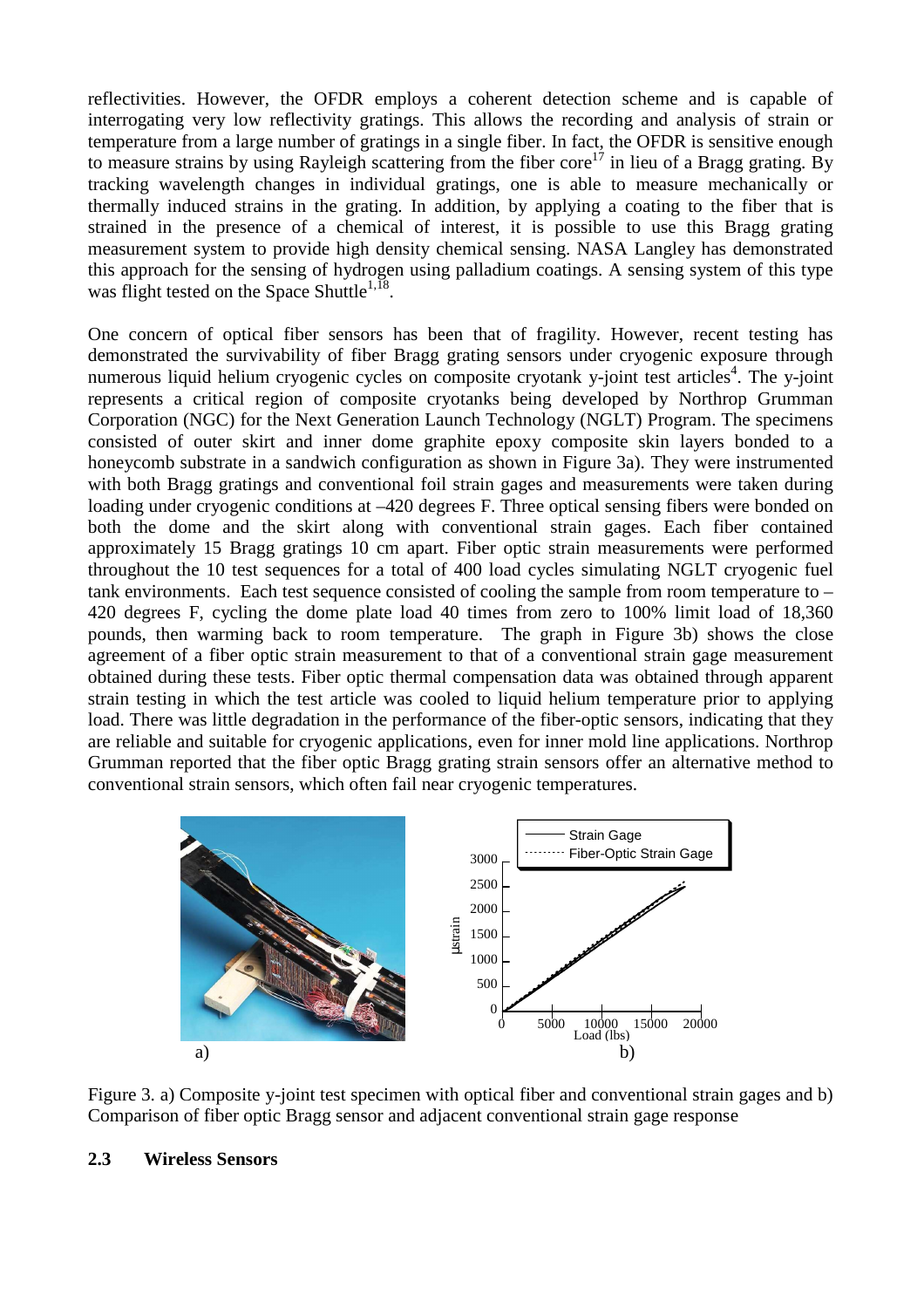reflectivities. However, the OFDR employs a coherent detection scheme and is capable of interrogating very low reflectivity gratings. This allows the recording and analysis of strain or temperature from a large number of gratings in a single fiber. In fact, the OFDR is sensitive enough to measure strains by using Rayleigh scattering from the fiber core[17] in lieu of a Bragg grating. By tracking wavelength changes in individual gratings, one is able to measure mechanically or thermally induced strains in the grating. In addition, by applying a coating to the fiber that is strained in the presence of a chemical of interest, it is possible to use this Bragg grating measurement system to provide high density chemical sensing. NASA Langley has demonstrated this approach for the sensing of hydrogen using palladium coatings. A sensing system of this type was flight tested on the Space Shuttle[1,18].

One concern of optical fiber sensors has been that of fragility. However, recent testing has demonstrated the survivability of fiber Bragg grating sensors under cryogenic exposure through numerous liquid helium cryogenic cycles on composite cryotank y-joint test articles[4]. The y-joint represents a critical region of composite cryotanks being developed by Northrop Grumman Corporation (NGC) for the Next Generation Launch Technology (NGLT) Program. The specimens consisted of outer skirt and inner dome graphite epoxy composite skin layers bonded to a honeycomb substrate in a sandwich configuration as shown in Figure 3a). They were instrumented with both Bragg gratings and conventional foil strain gages and measurements were taken during loading under cryogenic conditions at –420 degrees F. Three optical sensing fibers were bonded on both the dome and the skirt along with conventional strain gages. Each fiber contained approximately 15 Bragg gratings 10 cm apart. Fiber optic strain measurements were performed throughout the 10 test sequences for a total of 400 load cycles simulating NGLT cryogenic fuel tank environments. Each test sequence consisted of cooling the sample from room temperature to –420 degrees F, cycling the dome plate load 40 times from zero to 100% limit load of 18,360 pounds, then warming back to room temperature. The graph in Figure 3b) shows the close agreement of a fiber optic strain measurement to that of a conventional strain gage measurement obtained during these tests. Fiber optic thermal compensation data was obtained through apparent strain testing in which the test article was cooled to liquid helium temperature prior to applying load. There was little degradation in the performance of the fiber-optic sensors, indicating that they are reliable and suitable for cryogenic applications, even for inner mold line applications. Northrop Grumman reported that the fiber optic Bragg grating strain sensors offer an alternative method to conventional strain sensors, which often fail near cryogenic temperatures.

Figure 3. a) Composite y-joint test specimen with optical fiber and conventional strain gages and b) Comparison of fiber optic Bragg sensor and adjacent conventional strain gage response

### 2.3 Wireless Sensors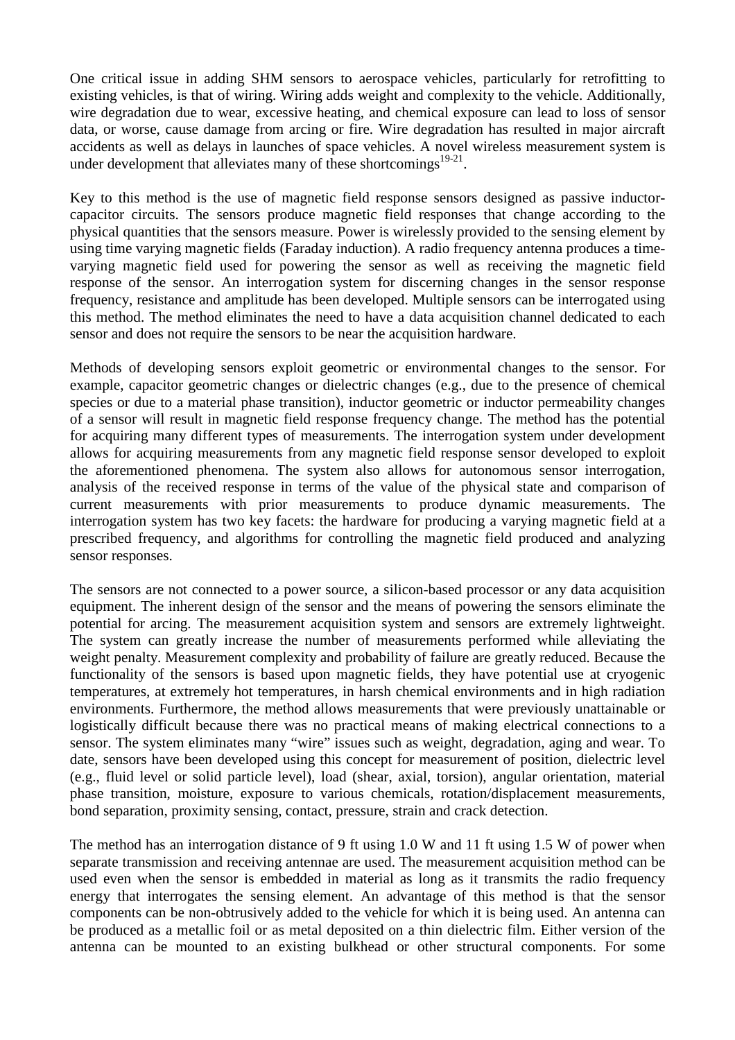One critical issue in adding SHM sensors to aerospace vehicles, particularly for retrofitting to existing vehicles, is that of wiring. Wiring adds weight and complexity to the vehicle. Additionally, wire degradation due to wear, excessive heating, and chemical exposure can lead to loss of sensor data, or worse, cause damage from arcing or fire. Wire degradation has resulted in major aircraft accidents as well as delays in launches of space vehicles. A novel wireless measurement system is under development that alleviates many of these shortcomings[19-21].

Key to this method is the use of magnetic field response sensors designed as passive inductor-capacitor circuits. The sensors produce magnetic field responses that change according to the physical quantities that the sensors measure. Power is wirelessly provided to the sensing element by using time varying magnetic fields (Faraday induction). A radio frequency antenna produces a time-varying magnetic field used for powering the sensor as well as receiving the magnetic field response of the sensor. An interrogation system for discerning changes in the sensor response frequency, resistance and amplitude has been developed. Multiple sensors can be interrogated using this method. The method eliminates the need to have a data acquisition channel dedicated to each sensor and does not require the sensors to be near the acquisition hardware.

Methods of developing sensors exploit geometric or environmental changes to the sensor. For example, capacitor geometric changes or dielectric changes (e.g., due to the presence of chemical species or due to a material phase transition), inductor geometric or inductor permeability changes of a sensor will result in magnetic field response frequency change. The method has the potential for acquiring many different types of measurements. The interrogation system under development allows for acquiring measurements from any magnetic field response sensor developed to exploit the aforementioned phenomena. The system also allows for autonomous sensor interrogation, analysis of the received response in terms of the value of the physical state and comparison of current measurements with prior measurements to produce dynamic measurements. The interrogation system has two key facets: the hardware for producing a varying magnetic field at a prescribed frequency, and algorithms for controlling the magnetic field produced and analyzing sensor responses.

The sensors are not connected to a power source, a silicon-based processor or any data acquisition equipment. The inherent design of the sensor and the means of powering the sensors eliminate the potential for arcing. The measurement acquisition system and sensors are extremely lightweight. The system can greatly increase the number of measurements performed while alleviating the weight penalty. Measurement complexity and probability of failure are greatly reduced. Because the functionality of the sensors is based upon magnetic fields, they have potential use at cryogenic temperatures, at extremely hot temperatures, in harsh chemical environments and in high radiation environments. Furthermore, the method allows measurements that were previously unattainable or logistically difficult because there was no practical means of making electrical connections to a sensor. The system eliminates many "wire" issues such as weight, degradation, aging and wear. To date, sensors have been developed using this concept for measurement of position, dielectric level (e.g., fluid level or solid particle level), load (shear, axial, torsion), angular orientation, material phase transition, moisture, exposure to various chemicals, rotation/displacement measurements, bond separation, proximity sensing, contact, pressure, strain and crack detection.

The method has an interrogation distance of 9 ft using 1.0 W and 11 ft using 1.5 W of power when separate transmission and receiving antennae are used. The measurement acquisition method can be used even when the sensor is embedded in material as long as it transmits the radio frequency energy that interrogates the sensing element. An advantage of this method is that the sensor components can be non-obtrusively added to the vehicle for which it is being used. An antenna can be produced as a metallic foil or as metal deposited on a thin dielectric film. Either version of the antenna can be mounted to an existing bulkhead or other structural components. For some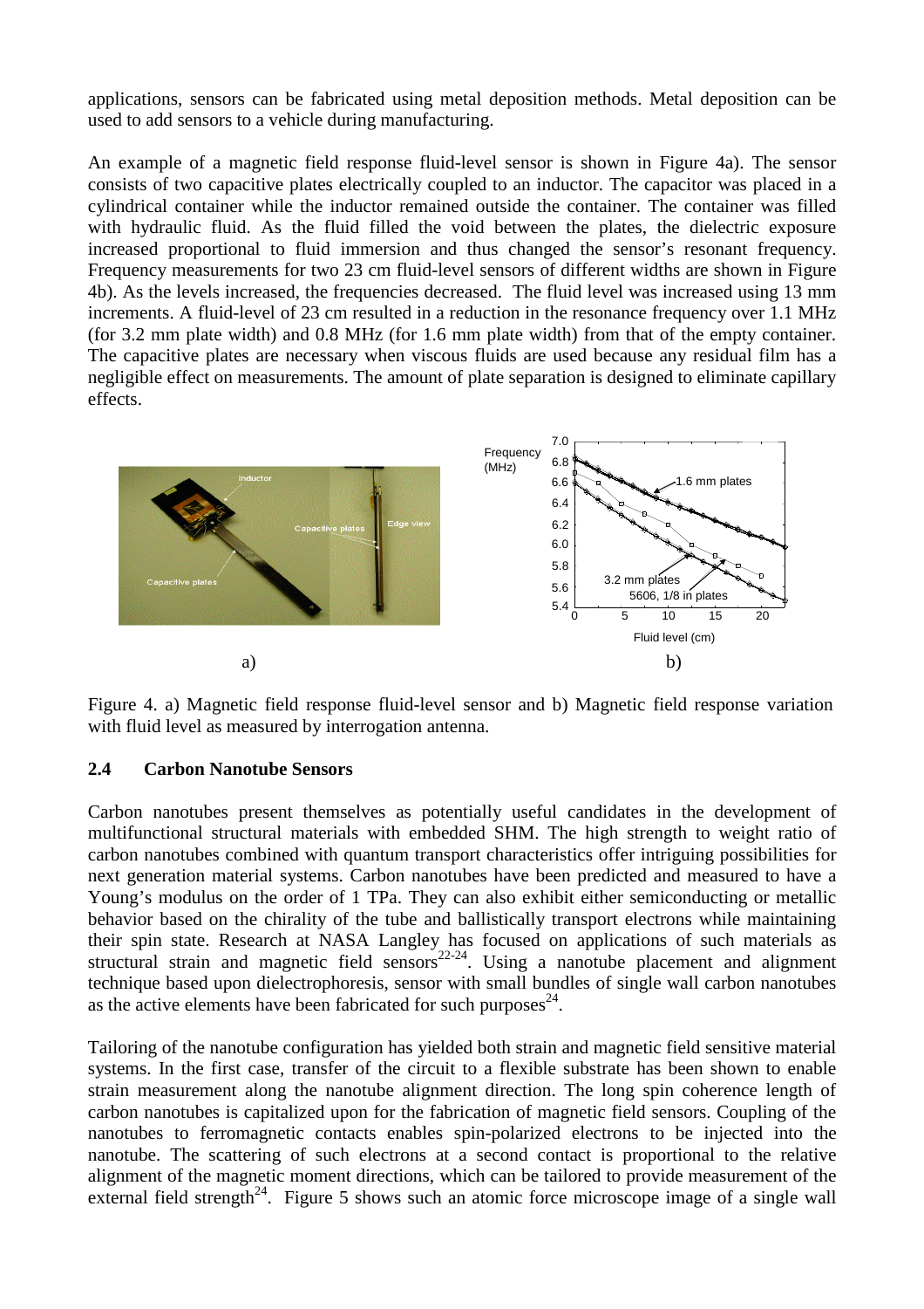applications, sensors can be fabricated using metal deposition methods. Metal deposition can be used to add sensors to a vehicle during manufacturing.

An example of a magnetic field response fluid-level sensor is shown in Figure 4a). The sensor consists of two capacitive plates electrically coupled to an inductor. The capacitor was placed in a cylindrical container while the inductor remained outside the container. The container was filled with hydraulic fluid. As the fluid filled the void between the plates, the dielectric exposure increased proportional to fluid immersion and thus changed the sensor's resonant frequency. Frequency measurements for two 23 cm fluid-level sensors of different widths are shown in Figure 4b). As the levels increased, the frequencies decreased. The fluid level was increased using 13 mm increments. A fluid-level of 23 cm resulted in a reduction in the resonance frequency over 1.1 MHz (for 3.2 mm plate width) and 0.8 MHz (for 1.6 mm plate width) from that of the empty container. The capacitive plates are necessary when viscous fluids are used because any residual film has a negligible effect on measurements. The amount of plate separation is designed to eliminate capillary effects.

a) b)

Figure 4. a) Magnetic field response fluid-level sensor and b) Magnetic field response variation with fluid level as measured by interrogation antenna.

### 2.4 Carbon Nanotube Sensors

Carbon nanotubes present themselves as potentially useful candidates in the development of multifunctional structural materials with embedded SHM. The high strength to weight ratio of carbon nanotubes combined with quantum transport characteristics offer intriguing possibilities for next generation material systems. Carbon nanotubes have been predicted and measured to have a Young's modulus on the order of 1 TPa. They can also exhibit either semiconducting or metallic behavior based on the chirality of the tube and ballistically transport electrons while maintaining their spin state. Research at NASA Langley has focused on applications of such materials as structural strain and magnetic field sensors[22-24]. Using a nanotube placement and alignment technique based upon dielectrophoresis, sensor with small bundles of single wall carbon nanotubes as the active elements have been fabricated for such purposes[24].

Tailoring of the nanotube configuration has yielded both strain and magnetic field sensitive material systems. In the first case, transfer of the circuit to a flexible substrate has been shown to enable strain measurement along the nanotube alignment direction. The long spin coherence length of carbon nanotubes is capitalized upon for the fabrication of magnetic field sensors. Coupling of the nanotubes to ferromagnetic contacts enables spin-polarized electrons to be injected into the nanotube. The scattering of such electrons at a second contact is proportional to the relative alignment of the magnetic moment directions, which can be tailored to provide measurement of the external field strength[24]. Figure 5 shows such an atomic force microscope image of a single wall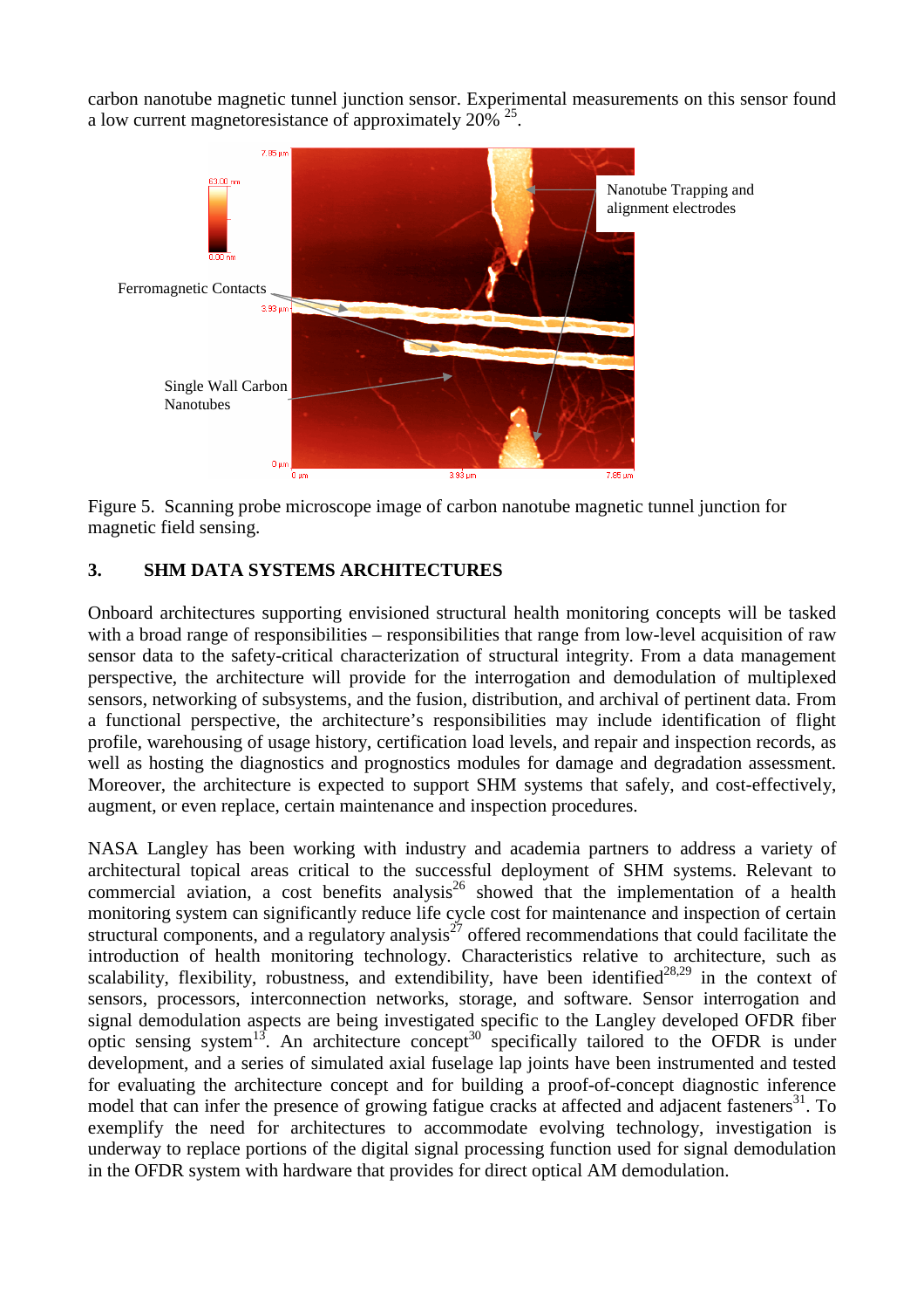carbon nanotube magnetic tunnel junction sensor. Experimental measurements on this sensor found a low current magnetoresistance of approximately 20% [25].

Figure 5. Scanning probe microscope image of carbon nanotube magnetic tunnel junction for magnetic field sensing.

## 3. SHM DATA SYSTEMS ARCHITECTURES

Onboard architectures supporting envisioned structural health monitoring concepts will be tasked with a broad range of responsibilities – responsibilities that range from low-level acquisition of raw sensor data to the safety-critical characterization of structural integrity. From a data management perspective, the architecture will provide for the interrogation and demodulation of multiplexed sensors, networking of subsystems, and the fusion, distribution, and archival of pertinent data. From a functional perspective, the architecture's responsibilities may include identification of flight profile, warehousing of usage history, certification load levels, and repair and inspection records, as well as hosting the diagnostics and prognostics modules for damage and degradation assessment. Moreover, the architecture is expected to support SHM systems that safely, and cost-effectively, augment, or even replace, certain maintenance and inspection procedures.

NASA Langley has been working with industry and academia partners to address a variety of architectural topical areas critical to the successful deployment of SHM systems. Relevant to commercial aviation, a cost benefits analysis[26] showed that the implementation of a health monitoring system can significantly reduce life cycle cost for maintenance and inspection of certain structural components, and a regulatory analysis[27] offered recommendations that could facilitate the introduction of health monitoring technology. Characteristics relative to architecture, such as scalability, flexibility, robustness, and extendibility, have been identified[28,29] in the context of sensors, processors, interconnection networks, storage, and software. Sensor interrogation and signal demodulation aspects are being investigated specific to the Langley developed OFDR fiber optic sensing system[13]. An architecture concept[30] specifically tailored to the OFDR is under development, and a series of simulated axial fuselage lap joints have been instrumented and tested for evaluating the architecture concept and for building a proof-of-concept diagnostic inference model that can infer the presence of growing fatigue cracks at affected and adjacent fasteners[31]. To exemplify the need for architectures to accommodate evolving technology, investigation is underway to replace portions of the digital signal processing function used for signal demodulation in the OFDR system with hardware that provides for direct optical AM demodulation.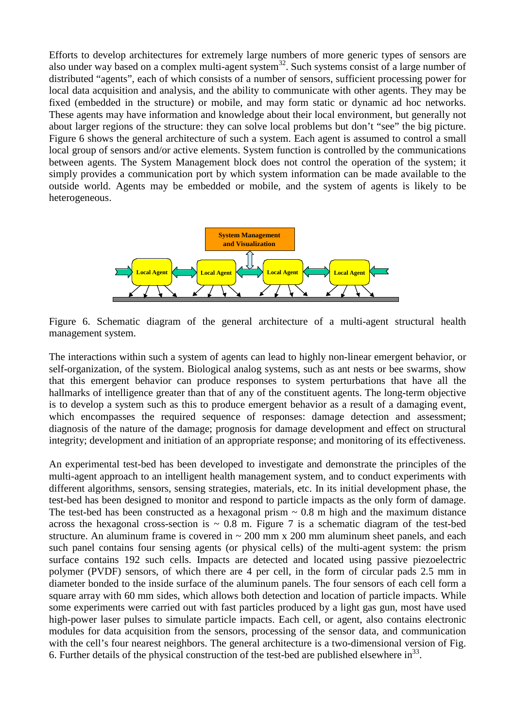Efforts to develop architectures for extremely large numbers of more generic types of sensors are also under way based on a complex multi-agent system[32]. Such systems consist of a large number of distributed "agents", each of which consists of a number of sensors, sufficient processing power for local data acquisition and analysis, and the ability to communicate with other agents. They may be fixed (embedded in the structure) or mobile, and may form static or dynamic ad hoc networks. These agents may have information and knowledge about their local environment, but generally not about larger regions of the structure: they can solve local problems but don't "see" the big picture. Figure 6 shows the general architecture of such a system. Each agent is assumed to control a small local group of sensors and/or active elements. System function is controlled by the communications between agents. The System Management block does not control the operation of the system; it simply provides a communication port by which system information can be made available to the outside world. Agents may be embedded or mobile, and the system of agents is likely to be heterogeneous.

Figure 6. Schematic diagram of the general architecture of a multi-agent structural health management system.

The interactions within such a system of agents can lead to highly non-linear emergent behavior, or self-organization, of the system. Biological analog systems, such as ant nests or bee swarms, show that this emergent behavior can produce responses to system perturbations that have all the hallmarks of intelligence greater than that of any of the constituent agents. The long-term objective is to develop a system such as this to produce emergent behavior as a result of a damaging event, which encompasses the required sequence of responses: damage detection and assessment; diagnosis of the nature of the damage; prognosis for damage development and effect on structural integrity; development and initiation of an appropriate response; and monitoring of its effectiveness.

An experimental test-bed has been developed to investigate and demonstrate the principles of the multi-agent approach to an intelligent health management system, and to conduct experiments with different algorithms, sensors, sensing strategies, materials, etc. In its initial development phase, the test-bed has been designed to monitor and respond to particle impacts as the only form of damage. The test-bed has been constructed as a hexagonal prism ~ 0.8 m high and the maximum distance across the hexagonal cross-section is ~ 0.8 m. Figure 7 is a schematic diagram of the test-bed structure. An aluminum frame is covered in ~ 200 mm x 200 mm aluminum sheet panels, and each such panel contains four sensing agents (or physical cells) of the multi-agent system: the prism surface contains 192 such cells. Impacts are detected and located using passive piezoelectric polymer (PVDF) sensors, of which there are 4 per cell, in the form of circular pads 2.5 mm in diameter bonded to the inside surface of the aluminum panels. The four sensors of each cell form a square array with 60 mm sides, which allows both detection and location of particle impacts. While some experiments were carried out with fast particles produced by a light gas gun, most have used high-power laser pulses to simulate particle impacts. Each cell, or agent, also contains electronic modules for data acquisition from the sensors, processing of the sensor data, and communication with the cell's four nearest neighbors. The general architecture is a two-dimensional version of Fig. 6. Further details of the physical construction of the test-bed are published elsewhere in[33].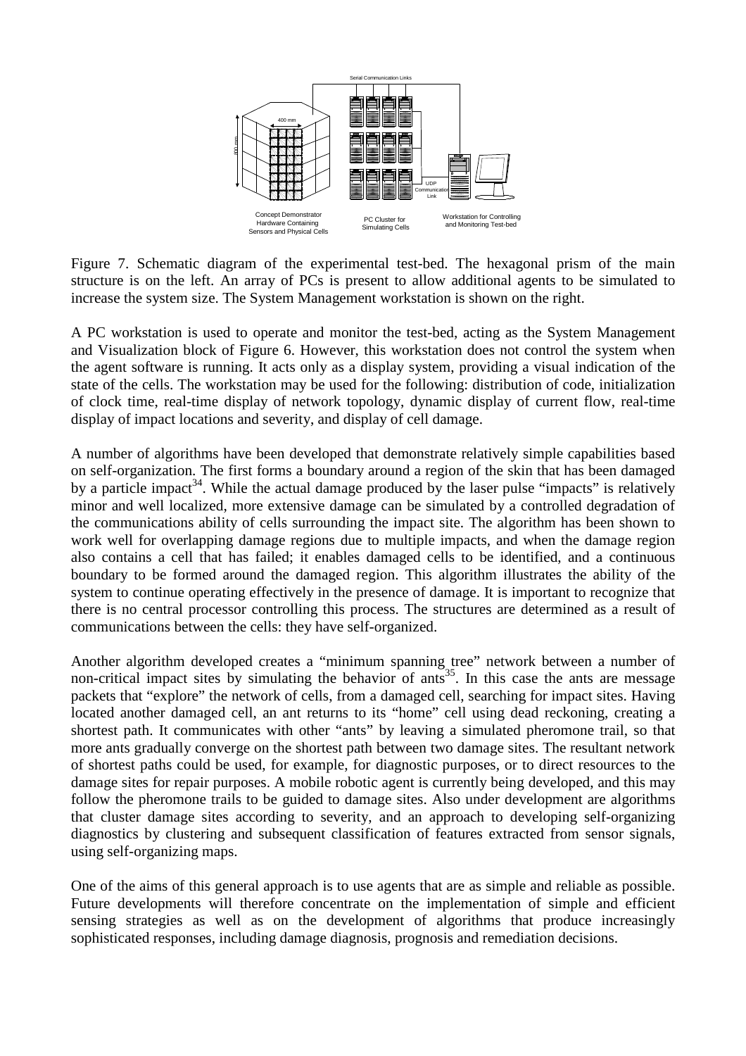Figure 7. Schematic diagram of the experimental test-bed. The hexagonal prism of the main structure is on the left. An array of PCs is present to allow additional agents to be simulated to increase the system size. The System Management workstation is shown on the right.

A PC workstation is used to operate and monitor the test-bed, acting as the System Management and Visualization block of Figure 6. However, this workstation does not control the system when the agent software is running. It acts only as a display system, providing a visual indication of the state of the cells. The workstation may be used for the following: distribution of code, initialization of clock time, real-time display of network topology, dynamic display of current flow, real-time display of impact locations and severity, and display of cell damage.

A number of algorithms have been developed that demonstrate relatively simple capabilities based on self-organization. The first forms a boundary around a region of the skin that has been damaged by a particle impact[34]. While the actual damage produced by the laser pulse "impacts" is relatively minor and well localized, more extensive damage can be simulated by a controlled degradation of the communications ability of cells surrounding the impact site. The algorithm has been shown to work well for overlapping damage regions due to multiple impacts, and when the damage region also contains a cell that has failed; it enables damaged cells to be identified, and a continuous boundary to be formed around the damaged region. This algorithm illustrates the ability of the system to continue operating effectively in the presence of damage. It is important to recognize that there is no central processor controlling this process. The structures are determined as a result of communications between the cells: they have self-organized.

Another algorithm developed creates a "minimum spanning tree" network between a number of non-critical impact sites by simulating the behavior of ants[35]. In this case the ants are message packets that "explore" the network of cells, from a damaged cell, searching for impact sites. Having located another damaged cell, an ant returns to its "home" cell using dead reckoning, creating a shortest path. It communicates with other "ants" by leaving a simulated pheromone trail, so that more ants gradually converge on the shortest path between two damage sites. The resultant network of shortest paths could be used, for example, for diagnostic purposes, or to direct resources to the damage sites for repair purposes. A mobile robotic agent is currently being developed, and this may follow the pheromone trails to be guided to damage sites. Also under development are algorithms that cluster damage sites according to severity, and an approach to developing self-organizing diagnostics by clustering and subsequent classification of features extracted from sensor signals, using self-organizing maps.

One of the aims of this general approach is to use agents that are as simple and reliable as possible. Future developments will therefore concentrate on the implementation of simple and efficient sensing strategies as well as on the development of algorithms that produce increasingly sophisticated responses, including damage diagnosis, prognosis and remediation decisions.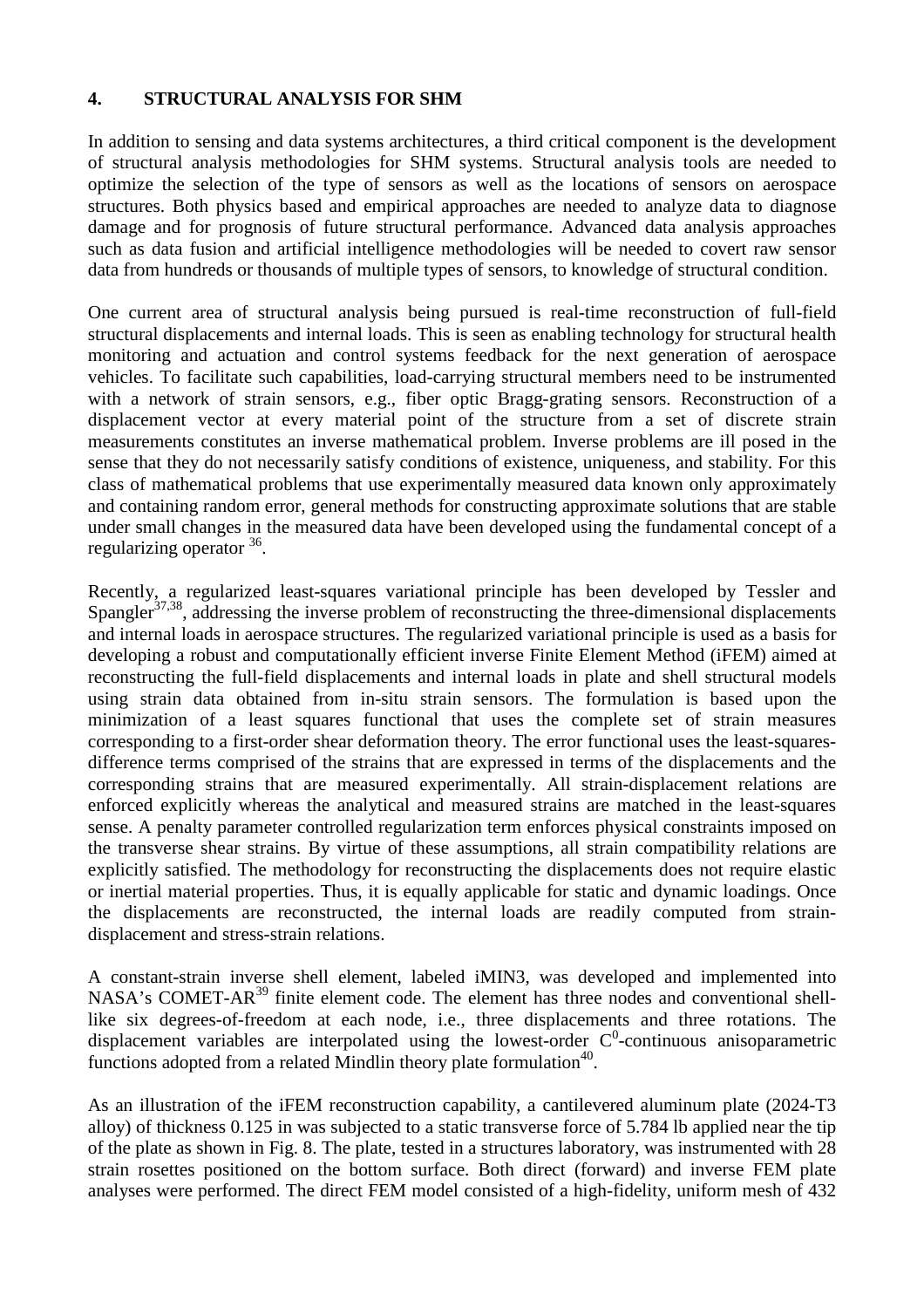## 4. STRUCTURAL ANALYSIS FOR SHM

In addition to sensing and data systems architectures, a third critical component is the development of structural analysis methodologies for SHM systems. Structural analysis tools are needed to optimize the selection of the type of sensors as well as the locations of sensors on aerospace structures. Both physics based and empirical approaches are needed to analyze data to diagnose damage and for prognosis of future structural performance. Advanced data analysis approaches such as data fusion and artificial intelligence methodologies will be needed to covert raw sensor data from hundreds or thousands of multiple types of sensors, to knowledge of structural condition.

One current area of structural analysis being pursued is real-time reconstruction of full-field structural displacements and internal loads. This is seen as enabling technology for structural health monitoring and actuation and control systems feedback for the next generation of aerospace vehicles. To facilitate such capabilities, load-carrying structural members need to be instrumented with a network of strain sensors, e.g., fiber optic Bragg-grating sensors. Reconstruction of a displacement vector at every material point of the structure from a set of discrete strain measurements constitutes an inverse mathematical problem. Inverse problems are ill posed in the sense that they do not necessarily satisfy conditions of existence, uniqueness, and stability. For this class of mathematical problems that use experimentally measured data known only approximately and containing random error, general methods for constructing approximate solutions that are stable under small changes in the measured data have been developed using the fundamental concept of a regularizing operator [36].

Recently, a regularized least-squares variational principle has been developed by Tessler and Spangler[37,38], addressing the inverse problem of reconstructing the three-dimensional displacements and internal loads in aerospace structures. The regularized variational principle is used as a basis for developing a robust and computationally efficient inverse Finite Element Method (iFEM) aimed at reconstructing the full-field displacements and internal loads in plate and shell structural models using strain data obtained from in-situ strain sensors. The formulation is based upon the minimization of a least squares functional that uses the complete set of strain measures corresponding to a first-order shear deformation theory. The error functional uses the least-squares-difference terms comprised of the strains that are expressed in terms of the displacements and the corresponding strains that are measured experimentally. All strain-displacement relations are enforced explicitly whereas the analytical and measured strains are matched in the least-squares sense. A penalty parameter controlled regularization term enforces physical constraints imposed on the transverse shear strains. By virtue of these assumptions, all strain compatibility relations are explicitly satisfied. The methodology for reconstructing the displacements does not require elastic or inertial material properties. Thus, it is equally applicable for static and dynamic loadings. Once the displacements are reconstructed, the internal loads are readily computed from strain-displacement and stress-strain relations.

A constant-strain inverse shell element, labeled iMIN3, was developed and implemented into NASA's COMET-AR[39] finite element code. The element has three nodes and conventional shell-like six degrees-of-freedom at each node, i.e., three displacements and three rotations. The displacement variables are interpolated using the lowest-order $C^0$-continuous anisoparametric functions adopted from a related Mindlin theory plate formulation[40].

As an illustration of the iFEM reconstruction capability, a cantilevered aluminum plate (2024-T3 alloy) of thickness 0.125 in was subjected to a static transverse force of 5.784 lb applied near the tip of the plate as shown in Fig. 8. The plate, tested in a structures laboratory, was instrumented with 28 strain rosettes positioned on the bottom surface. Both direct (forward) and inverse FEM plate analyses were performed. The direct FEM model consisted of a high-fidelity, uniform mesh of 432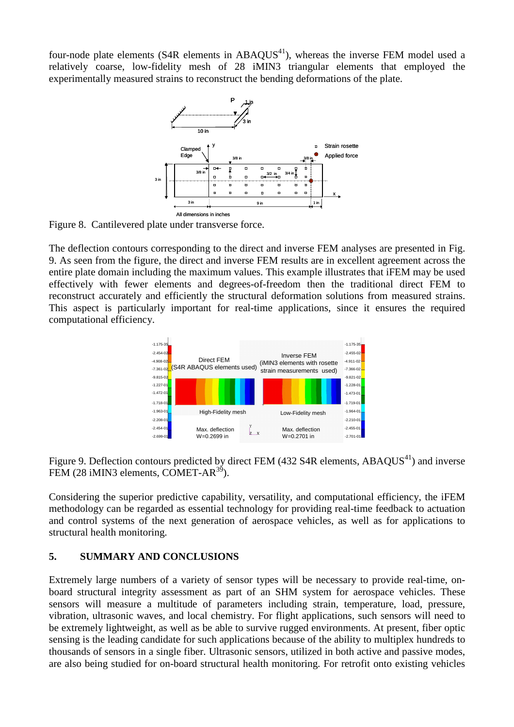four-node plate elements (S4R elements in ABAQUS[41]), whereas the inverse FEM model used a relatively coarse, low-fidelity mesh of 28 iMIN3 triangular elements that employed the experimentally measured strains to reconstruct the bending deformations of the plate.

Figure 8. Cantilevered plate under transverse force.

The deflection contours corresponding to the direct and inverse FEM analyses are presented in Fig. 9. As seen from the figure, the direct and inverse FEM results are in excellent agreement across the entire plate domain including the maximum values. This example illustrates that iFEM may be used effectively with fewer elements and degrees-of-freedom then the traditional direct FEM to reconstruct accurately and efficiently the structural deformation solutions from measured strains. This aspect is particularly important for real-time applications, since it ensures the required computational efficiency.

Figure 9. Deflection contours predicted by direct FEM (432 S4R elements, ABAQUS[41]) and inverse FEM (28 iMIN3 elements, COMET-AR[39]).

Considering the superior predictive capability, versatility, and computational efficiency, the iFEM methodology can be regarded as essential technology for providing real-time feedback to actuation and control systems of the next generation of aerospace vehicles, as well as for applications to structural health monitoring.

## 5. SUMMARY AND CONCLUSIONS

Extremely large numbers of a variety of sensor types will be necessary to provide real-time, on-board structural integrity assessment as part of an SHM system for aerospace vehicles. These sensors will measure a multitude of parameters including strain, temperature, load, pressure, vibration, ultrasonic waves, and local chemistry. For flight applications, such sensors will need to be extremely lightweight, as well as be able to survive rugged environments. At present, fiber optic sensing is the leading candidate for such applications because of the ability to multiplex hundreds to thousands of sensors in a single fiber. Ultrasonic sensors, utilized in both active and passive modes, are also being studied for on-board structural health monitoring. For retrofit onto existing vehicles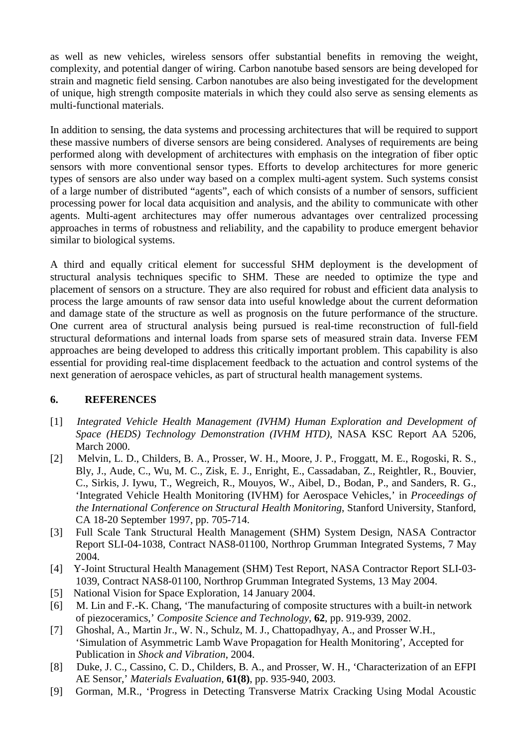as well as new vehicles, wireless sensors offer substantial benefits in removing the weight, complexity, and potential danger of wiring. Carbon nanotube based sensors are being developed for strain and magnetic field sensing. Carbon nanotubes are also being investigated for the development of unique, high strength composite materials in which they could also serve as sensing elements as multi-functional materials.

In addition to sensing, the data systems and processing architectures that will be required to support these massive numbers of diverse sensors are being considered. Analyses of requirements are being performed along with development of architectures with emphasis on the integration of fiber optic sensors with more conventional sensor types. Efforts to develop architectures for more generic types of sensors are also under way based on a complex multi-agent system. Such systems consist of a large number of distributed "agents", each of which consists of a number of sensors, sufficient processing power for local data acquisition and analysis, and the ability to communicate with other agents. Multi-agent architectures may offer numerous advantages over centralized processing approaches in terms of robustness and reliability, and the capability to produce emergent behavior similar to biological systems.

A third and equally critical element for successful SHM deployment is the development of structural analysis techniques specific to SHM. These are needed to optimize the type and placement of sensors on a structure. They are also required for robust and efficient data analysis to process the large amounts of raw sensor data into useful knowledge about the current deformation and damage state of the structure as well as prognosis on the future performance of the structure. One current area of structural analysis being pursued is real-time reconstruction of full-field structural deformations and internal loads from sparse sets of measured strain data. Inverse FEM approaches are being developed to address this critically important problem. This capability is also essential for providing real-time displacement feedback to the actuation and control systems of the next generation of aerospace vehicles, as part of structural health management systems.

## 6. REFERENCES

[1] *Integrated Vehicle Health Management (IVHM) Human Exploration and Development of Space (HEDS) Technology Demonstration (IVHM HTD)*, NASA KSC Report AA 5206, March 2000.

[2] Melvin, L. D., Childers, B. A., Prosser, W. H., Moore, J. P., Froggatt, M. E., Rogoski, R. S., Bly, J., Aude, C., Wu, M. C., Zisk, E. J., Enright, E., Cassadaban, Z., Reightler, R., Bouvier, C., Sirkis, J. Iywu, T., Wegreich, R., Mouyos, W., Aibel, D., Bodan, P., and Sanders, R. G., 'Integrated Vehicle Health Monitoring (IVHM) for Aerospace Vehicles,' in *Proceedings of the International Conference on Structural Health Monitoring*, Stanford University, Stanford, CA 18-20 September 1997, pp. 705-714.

[3] Full Scale Tank Structural Health Management (SHM) System Design, NASA Contractor Report SLI-04-1038, Contract NAS8-01100, Northrop Grumman Integrated Systems, 7 May 2004.

[4] Y-Joint Structural Health Management (SHM) Test Report, NASA Contractor Report SLI-03-1039, Contract NAS8-01100, Northrop Grumman Integrated Systems, 13 May 2004.

[5] National Vision for Space Exploration, 14 January 2004.

[6] M. Lin and F.-K. Chang, 'The manufacturing of composite structures with a built-in network of piezoceramics,' *Composite Science and Technology*, **62**, pp. 919-939, 2002.

[7] Ghoshal, A., Martin Jr., W. N., Schulz, M. J., Chattopadhyay, A., and Prosser W.H., 'Simulation of Asymmetric Lamb Wave Propagation for Health Monitoring', Accepted for Publication in *Shock and Vibration*, 2004.

[8] Duke, J. C., Cassino, C. D., Childers, B. A., and Prosser, W. H., 'Characterization of an EFPI AE Sensor,' *Materials Evaluation*, **61(8)**, pp. 935-940, 2003.

[9] Gorman, M.R., 'Progress in Detecting Transverse Matrix Cracking Using Modal Acoustic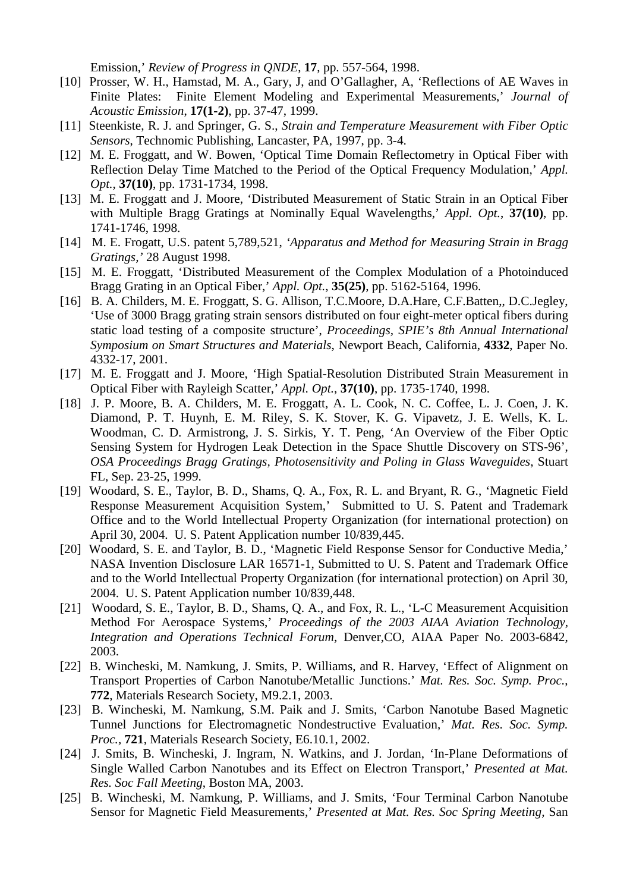Emission,' *Review of Progress in QNDE*, **17**, pp. 557-564, 1998.

[10] Prosser, W. H., Hamstad, M. A., Gary, J, and O'Gallagher, A, 'Reflections of AE Waves in Finite Plates: Finite Element Modeling and Experimental Measurements,' *Journal of Acoustic Emission*, **17(1-2)**, pp. 37-47, 1999.

[11] Steenkiste, R. J. and Springer, G. S., *Strain and Temperature Measurement with Fiber Optic Sensors*, Technomic Publishing, Lancaster, PA, 1997, pp. 3-4.

[12] M. E. Froggatt, and W. Bowen, 'Optical Time Domain Reflectometry in Optical Fiber with Reflection Delay Time Matched to the Period of the Optical Frequency Modulation,' *Appl. Opt.*, **37(10)**, pp. 1731-1734, 1998.

[13] M. E. Froggatt and J. Moore, 'Distributed Measurement of Static Strain in an Optical Fiber with Multiple Bragg Gratings at Nominally Equal Wavelengths,' *Appl. Opt.*, **37(10)**, pp. 1741-1746, 1998.

[14] M. E. Frogatt, U.S. patent 5,789,521, *'Apparatus and Method for Measuring Strain in Bragg Gratings,'* 28 August 1998.

[15] M. E. Froggatt, 'Distributed Measurement of the Complex Modulation of a Photoinduced Bragg Grating in an Optical Fiber,' *Appl. Opt.*, **35(25)**, pp. 5162-5164, 1996.

[16] B. A. Childers, M. E. Froggatt, S. G. Allison, T.C.Moore, D.A.Hare, C.F.Batten,, D.C.Jegley, 'Use of 3000 Bragg grating strain sensors distributed on four eight-meter optical fibers during static load testing of a composite structure', *Proceedings, SPIE's 8th Annual International Symposium on Smart Structures and Materials*, Newport Beach, California, **4332**, Paper No. 4332-17, 2001.

[17] M. E. Froggatt and J. Moore, 'High Spatial-Resolution Distributed Strain Measurement in Optical Fiber with Rayleigh Scatter,' *Appl. Opt.*, **37(10)**, pp. 1735-1740, 1998.

[18] J. P. Moore, B. A. Childers, M. E. Froggatt, A. L. Cook, N. C. Coffee, L. J. Coen, J. K. Diamond, P. T. Huynh, E. M. Riley, S. K. Stover, K. G. Vipavetz, J. E. Wells, K. L. Woodman, C. D. Armistrong, J. S. Sirkis, Y. T. Peng, 'An Overview of the Fiber Optic Sensing System for Hydrogen Leak Detection in the Space Shuttle Discovery on STS-96', *OSA Proceedings Bragg Gratings, Photosensitivity and Poling in Glass Waveguides*, Stuart FL, Sep. 23-25, 1999.

[19] Woodard, S. E., Taylor, B. D., Shams, Q. A., Fox, R. L. and Bryant, R. G., 'Magnetic Field Response Measurement Acquisition System,' Submitted to U. S. Patent and Trademark Office and to the World Intellectual Property Organization (for international protection) on April 30, 2004. U. S. Patent Application number 10/839,445.

[20] Woodard, S. E. and Taylor, B. D., 'Magnetic Field Response Sensor for Conductive Media,' NASA Invention Disclosure LAR 16571-1, Submitted to U. S. Patent and Trademark Office and to the World Intellectual Property Organization (for international protection) on April 30, 2004. U. S. Patent Application number 10/839,448.

[21] Woodard, S. E., Taylor, B. D., Shams, Q. A., and Fox, R. L., 'L-C Measurement Acquisition Method For Aerospace Systems,' *Proceedings of the 2003 AIAA Aviation Technology, Integration and Operations Technical Forum*, Denver,CO, AIAA Paper No. 2003-6842, 2003.

[22] B. Wincheski, M. Namkung, J. Smits, P. Williams, and R. Harvey, 'Effect of Alignment on Transport Properties of Carbon Nanotube/Metallic Junctions.' *Mat. Res. Soc. Symp. Proc.*, **772**, Materials Research Society, M9.2.1, 2003.

[23] B. Wincheski, M. Namkung, S.M. Paik and J. Smits, 'Carbon Nanotube Based Magnetic Tunnel Junctions for Electromagnetic Nondestructive Evaluation,' *Mat. Res. Soc. Symp. Proc.*, **721**, Materials Research Society, E6.10.1, 2002.

[24] J. Smits, B. Wincheski, J. Ingram, N. Watkins, and J. Jordan, 'In-Plane Deformations of Single Walled Carbon Nanotubes and its Effect on Electron Transport,' *Presented at Mat. Res. Soc Fall Meeting*, Boston MA, 2003.

[25] B. Wincheski, M. Namkung, P. Williams, and J. Smits, 'Four Terminal Carbon Nanotube Sensor for Magnetic Field Measurements,' *Presented at Mat. Res. Soc Spring Meeting*, San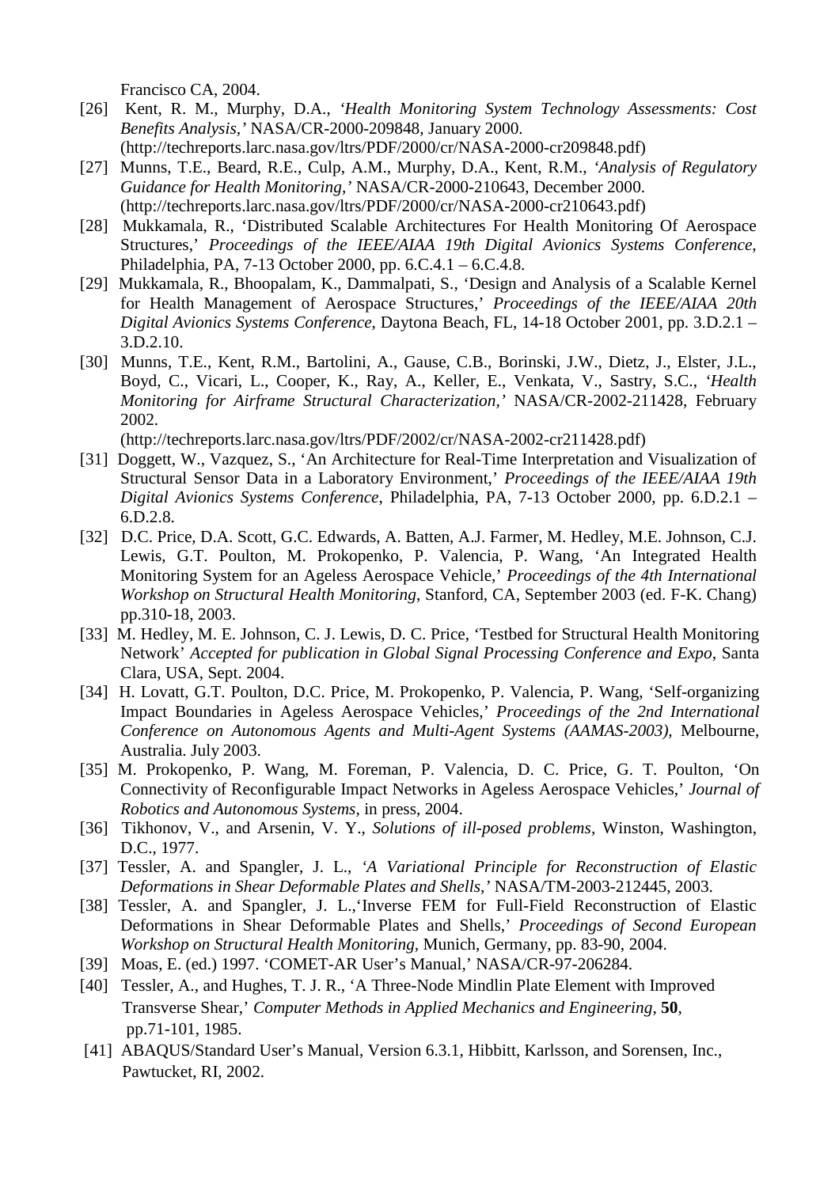Francisco CA, 2004.

[26] Kent, R. M., Murphy, D.A., *'Health Monitoring System Technology Assessments: Cost Benefits Analysis,'* NASA/CR-2000-209848, January 2000. (http://techreports.larc.nasa.gov/ltrs/PDF/2000/cr/NASA-2000-cr209848.pdf)

[27] Munns, T.E., Beard, R.E., Culp, A.M., Murphy, D.A., Kent, R.M., *'Analysis of Regulatory Guidance for Health Monitoring,'* NASA/CR-2000-210643, December 2000. (http://techreports.larc.nasa.gov/ltrs/PDF/2000/cr/NASA-2000-cr210643.pdf)

[28] Mukkamala, R., 'Distributed Scalable Architectures For Health Monitoring Of Aerospace Structures,' *Proceedings of the IEEE/AIAA 19th Digital Avionics Systems Conference*, Philadelphia, PA, 7-13 October 2000, pp. 6.C.4.1 – 6.C.4.8.

[29] Mukkamala, R., Bhoopalam, K., Dammalpati, S., 'Design and Analysis of a Scalable Kernel for Health Management of Aerospace Structures,' *Proceedings of the IEEE/AIAA 20th Digital Avionics Systems Conference*, Daytona Beach, FL, 14-18 October 2001, pp. 3.D.2.1 – 3.D.2.10.

[30] Munns, T.E., Kent, R.M., Bartolini, A., Gause, C.B., Borinski, J.W., Dietz, J., Elster, J.L., Boyd, C., Vicari, L., Cooper, K., Ray, A., Keller, E., Venkata, V., Sastry, S.C., *'Health Monitoring for Airframe Structural Characterization,'* NASA/CR-2002-211428, February 2002. (http://techreports.larc.nasa.gov/ltrs/PDF/2002/cr/NASA-2002-cr211428.pdf)

[31] Doggett, W., Vazquez, S., 'An Architecture for Real-Time Interpretation and Visualization of Structural Sensor Data in a Laboratory Environment,' *Proceedings of the IEEE/AIAA 19th Digital Avionics Systems Conference*, Philadelphia, PA, 7-13 October 2000, pp. 6.D.2.1 – 6.D.2.8.

[32] D.C. Price, D.A. Scott, G.C. Edwards, A. Batten, A.J. Farmer, M. Hedley, M.E. Johnson, C.J. Lewis, G.T. Poulton, M. Prokopenko, P. Valencia, P. Wang, 'An Integrated Health Monitoring System for an Ageless Aerospace Vehicle,' *Proceedings of the 4th International Workshop on Structural Health Monitoring*, Stanford, CA, September 2003 (ed. F-K. Chang) pp.310-18, 2003.

[33] M. Hedley, M. E. Johnson, C. J. Lewis, D. C. Price, 'Testbed for Structural Health Monitoring Network' *Accepted for publication in Global Signal Processing Conference and Expo*, Santa Clara, USA, Sept. 2004.

[34] H. Lovatt, G.T. Poulton, D.C. Price, M. Prokopenko, P. Valencia, P. Wang, 'Self-organizing Impact Boundaries in Ageless Aerospace Vehicles,' *Proceedings of the 2nd International Conference on Autonomous Agents and Multi-Agent Systems (AAMAS-2003),* Melbourne, Australia. July 2003.

[35] M. Prokopenko, P. Wang, M. Foreman, P. Valencia, D. C. Price, G. T. Poulton, 'On Connectivity of Reconfigurable Impact Networks in Ageless Aerospace Vehicles,' *Journal of Robotics and Autonomous Systems*, in press, 2004.

[36] Tikhonov, V., and Arsenin, V. Y., *Solutions of ill-posed problems*, Winston, Washington, D.C., 1977.

[37] Tessler, A. and Spangler, J. L., *'A Variational Principle for Reconstruction of Elastic Deformations in Shear Deformable Plates and Shells,'* NASA/TM-2003-212445, 2003.

[38] Tessler, A. and Spangler, J. L.,'Inverse FEM for Full-Field Reconstruction of Elastic Deformations in Shear Deformable Plates and Shells,' *Proceedings of Second European Workshop on Structural Health Monitoring,* Munich, Germany, pp. 83-90, 2004.

[39] Moas, E. (ed.) 1997. 'COMET-AR User's Manual,' NASA/CR-97-206284.

[40] Tessler, A., and Hughes, T. J. R., 'A Three-Node Mindlin Plate Element with Improved Transverse Shear,' *Computer Methods in Applied Mechanics and Engineering*, **50**, pp.71-101, 1985.

[41] ABAQUS/Standard User's Manual, Version 6.3.1, Hibbitt, Karlsson, and Sorensen, Inc., Pawtucket, RI, 2002.